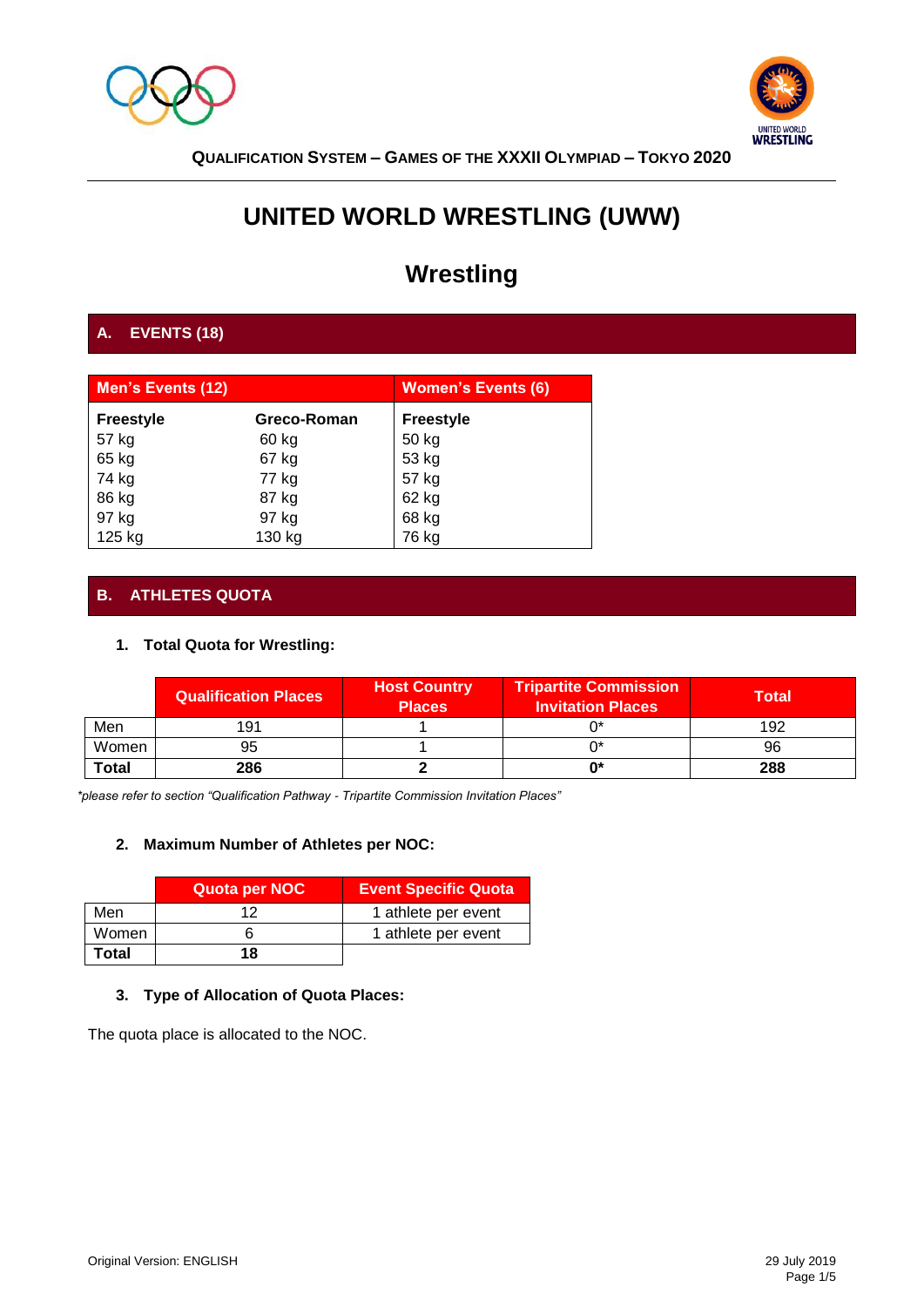**QUALIFICATION SYSTEM – GAMES OF THE XXXII OLYMPIAD – TOKYO 2020**

# UNITED WORLD WRESTLING (UWW)

# Wrestling

## A. EVENTS (18)

| Men's Events (12) | | Women's Events (6) |
|---|---|---|
| **Freestyle** | **Greco-Roman** | **Freestyle** |
| 57 kg | 60 kg | 50 kg |
| 65 kg | 67 kg | 53 kg |
| 74 kg | 77 kg | 57 kg |
| 86 kg | 87 kg | 62 kg |
| 97 kg | 97 kg | 68 kg |
| 125 kg | 130 kg | 76 kg |

## B. ATHLETES QUOTA

### 1. Total Quota for Wrestling:

| | Qualification Places | Host Country Places | Tripartite Commission Invitation Places | Total |
|---|---|---|---|---|
| Men | 191 | 1 | 0* | 192 |
| Women | 95 | 1 | 0* | 96 |
| **Total** | **286** | **2** | **0*** | **288** |

*\*please refer to section "Qualification Pathway - Tripartite Commission Invitation Places"*

### 2. Maximum Number of Athletes per NOC:

| | Quota per NOC | Event Specific Quota |
|---|---|---|
| Men | 12 | 1 athlete per event |
| Women | 6 | 1 athlete per event |
| **Total** | **18** | |

### 3. Type of Allocation of Quota Places:

The quota place is allocated to the NOC.

Original Version: ENGLISH

29 July 2019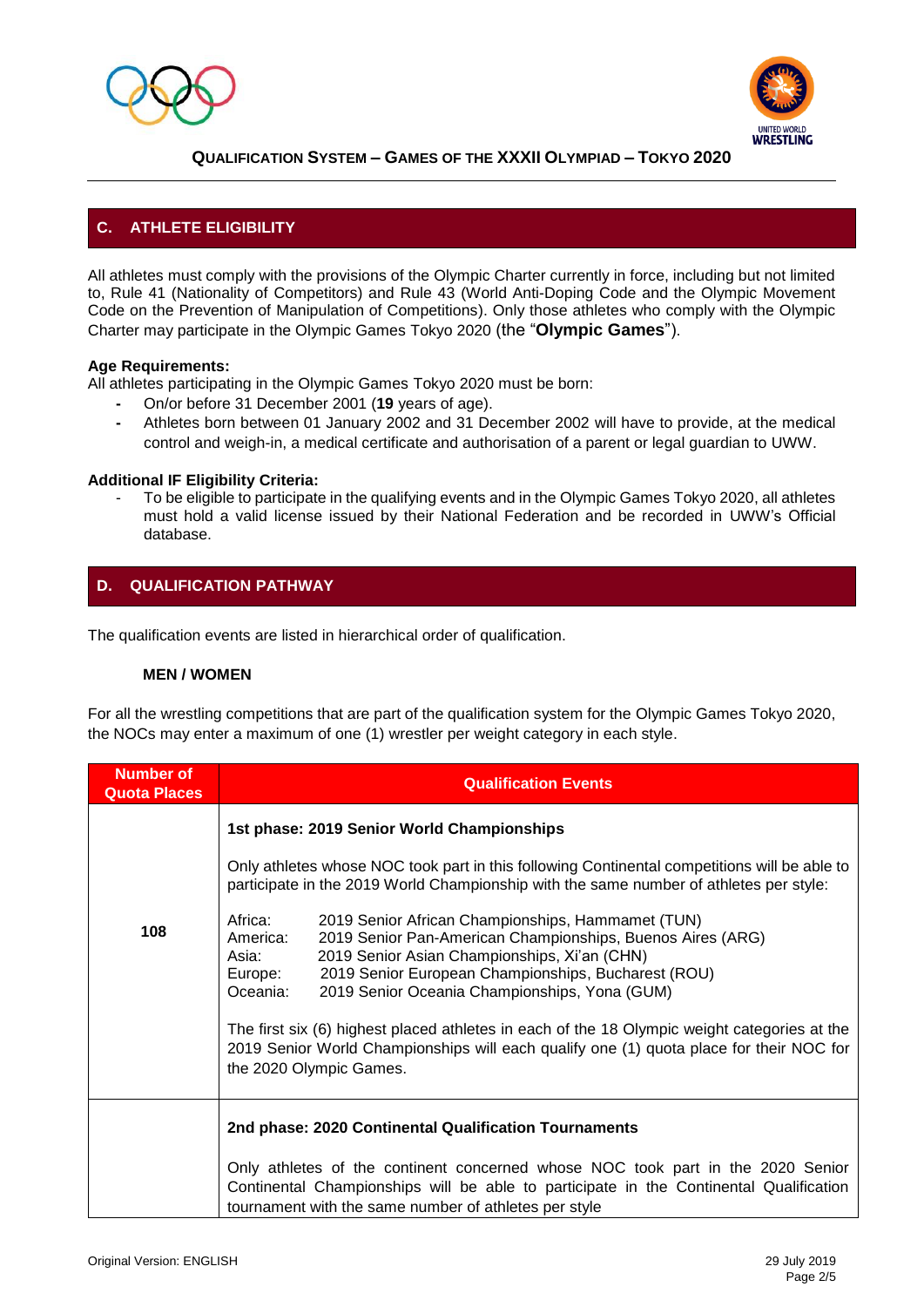## C. ATHLETE ELIGIBILITY

All athletes must comply with the provisions of the Olympic Charter currently in force, including but not limited to, Rule 41 (Nationality of Competitors) and Rule 43 (World Anti-Doping Code and the Olympic Movement Code on the Prevention of Manipulation of Competitions). Only those athletes who comply with the Olympic Charter may participate in the Olympic Games Tokyo 2020 (the "**Olympic Games**").

**Age Requirements:**

All athletes participating in the Olympic Games Tokyo 2020 must be born:

- On/or before 31 December 2001 (**19** years of age).
- Athletes born between 01 January 2002 and 31 December 2002 will have to provide, at the medical control and weigh-in, a medical certificate and authorisation of a parent or legal guardian to UWW.

**Additional IF Eligibility Criteria:**

- To be eligible to participate in the qualifying events and in the Olympic Games Tokyo 2020, all athletes must hold a valid license issued by their National Federation and be recorded in UWW's Official database.

## D. QUALIFICATION PATHWAY

The qualification events are listed in hierarchical order of qualification.

**MEN / WOMEN**

For all the wrestling competitions that are part of the qualification system for the Olympic Games Tokyo 2020, the NOCs may enter a maximum of one (1) wrestler per weight category in each style.

| Number of Quota Places | Qualification Events |
|---|---|
| 108 | **1st phase: 2019 Senior World Championships**<br><br>Only athletes whose NOC took part in this following Continental competitions will be able to participate in the 2019 World Championship with the same number of athletes per style:<br><br>Africa: 2019 Senior African Championships, Hammamet (TUN)<br>America: 2019 Senior Pan-American Championships, Buenos Aires (ARG)<br>Asia: 2019 Senior Asian Championships, Xi'an (CHN)<br>Europe: 2019 Senior European Championships, Bucharest (ROU)<br>Oceania: 2019 Senior Oceania Championships, Yona (GUM)<br><br>The first six (6) highest placed athletes in each of the 18 Olympic weight categories at the 2019 Senior World Championships will each qualify one (1) quota place for their NOC for the 2020 Olympic Games. |
| | **2nd phase: 2020 Continental Qualification Tournaments**<br><br>Only athletes of the continent concerned whose NOC took part in the 2020 Senior Continental Championships will be able to participate in the Continental Qualification tournament with the same number of athletes per style |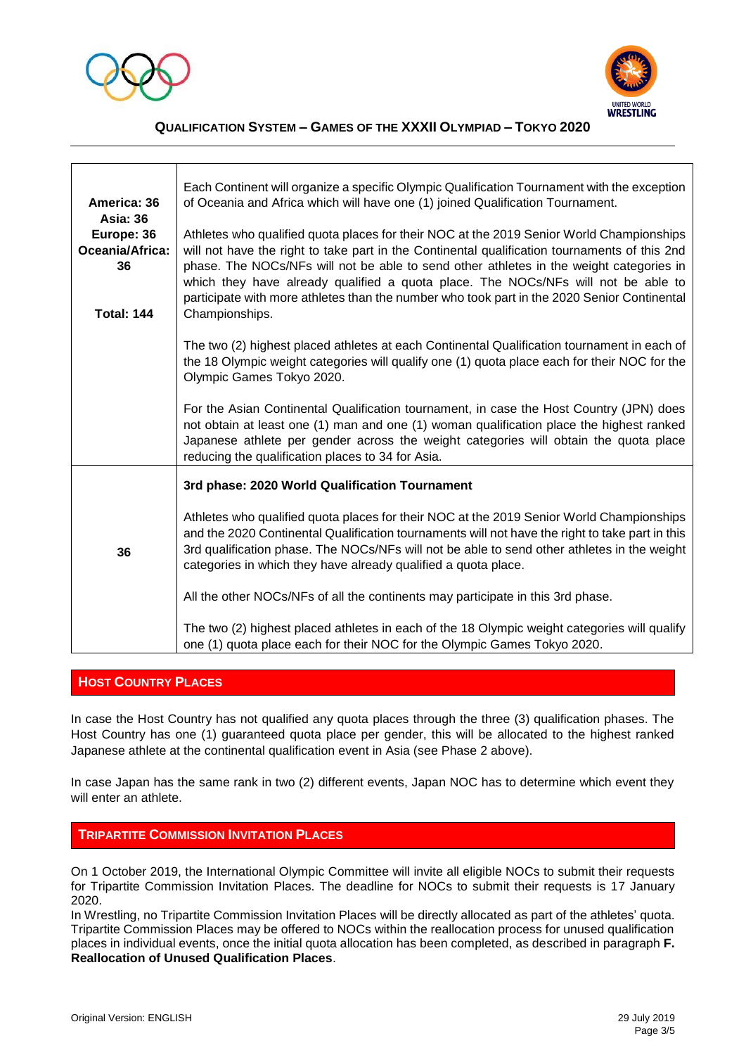| | |
|---|---|
| **America: 36**<br>**Asia: 36**<br>**Europe: 36**<br>**Oceania/Africa: 36**<br><br>**Total: 144** | Each Continent will organize a specific Olympic Qualification Tournament with the exception of Oceania and Africa which will have one (1) joined Qualification Tournament.<br><br>Athletes who qualified quota places for their NOC at the 2019 Senior World Championships will not have the right to take part in the Continental qualification tournaments of this 2nd phase. The NOCs/NFs will not be able to send other athletes in the weight categories in which they have already qualified a quota place. The NOCs/NFs will not be able to participate with more athletes than the number who took part in the 2020 Senior Continental Championships.<br><br>The two (2) highest placed athletes at each Continental Qualification tournament in each of the 18 Olympic weight categories will qualify one (1) quota place each for their NOC for the Olympic Games Tokyo 2020.<br><br>For the Asian Continental Qualification tournament, in case the Host Country (JPN) does not obtain at least one (1) man and one (1) woman qualification place the highest ranked Japanese athlete per gender across the weight categories will obtain the quota place reducing the qualification places to 34 for Asia. |
| **36** | **3rd phase: 2020 World Qualification Tournament**<br><br>Athletes who qualified quota places for their NOC at the 2019 Senior World Championships and the 2020 Continental Qualification tournaments will not have the right to take part in this 3rd qualification phase. The NOCs/NFs will not be able to send other athletes in the weight categories in which they have already qualified a quota place.<br><br>All the other NOCs/NFs of all the continents may participate in this 3rd phase.<br><br>The two (2) highest placed athletes in each of the 18 Olympic weight categories will qualify one (1) quota place each for their NOC for the Olympic Games Tokyo 2020. |

## HOST COUNTRY PLACES

In case the Host Country has not qualified any quota places through the three (3) qualification phases. The Host Country has one (1) guaranteed quota place per gender, this will be allocated to the highest ranked Japanese athlete at the continental qualification event in Asia (see Phase 2 above).

In case Japan has the same rank in two (2) different events, Japan NOC has to determine which event they will enter an athlete.

## TRIPARTITE COMMISSION INVITATION PLACES

On 1 October 2019, the International Olympic Committee will invite all eligible NOCs to submit their requests for Tripartite Commission Invitation Places. The deadline for NOCs to submit their requests is 17 January 2020.

In Wrestling, no Tripartite Commission Invitation Places will be directly allocated as part of the athletes' quota. Tripartite Commission Places may be offered to NOCs within the reallocation process for unused qualification places in individual events, once the initial quota allocation has been completed, as described in paragraph **F. Reallocation of Unused Qualification Places**.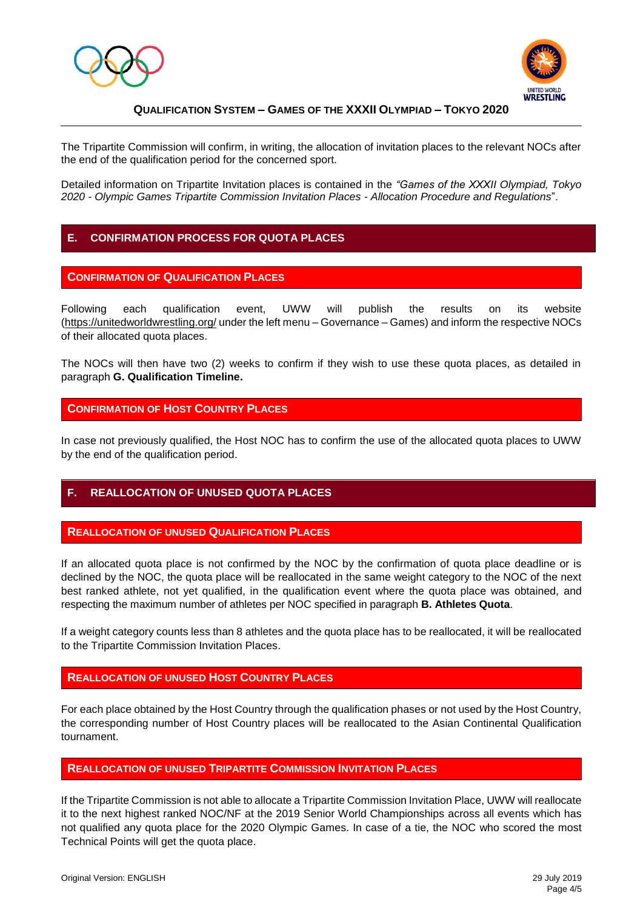The Tripartite Commission will confirm, in writing, the allocation of invitation places to the relevant NOCs after the end of the qualification period for the concerned sport.

Detailed information on Tripartite Invitation places is contained in the *"Games of the XXXII Olympiad, Tokyo 2020 - Olympic Games Tripartite Commission Invitation Places - Allocation Procedure and Regulations*".

## E. CONFIRMATION PROCESS FOR QUOTA PLACES

### CONFIRMATION OF QUALIFICATION PLACES

Following each qualification event, UWW will publish the results on its website (https://unitedworldwrestling.org/ under the left menu – Governance – Games) and inform the respective NOCs of their allocated quota places.

The NOCs will then have two (2) weeks to confirm if they wish to use these quota places, as detailed in paragraph **G. Qualification Timeline.**

### CONFIRMATION OF HOST COUNTRY PLACES

In case not previously qualified, the Host NOC has to confirm the use of the allocated quota places to UWW by the end of the qualification period.

## F. REALLOCATION OF UNUSED QUOTA PLACES

### REALLOCATION OF UNUSED QUALIFICATION PLACES

If an allocated quota place is not confirmed by the NOC by the confirmation of quota place deadline or is declined by the NOC, the quota place will be reallocated in the same weight category to the NOC of the next best ranked athlete, not yet qualified, in the qualification event where the quota place was obtained, and respecting the maximum number of athletes per NOC specified in paragraph **B. Athletes Quota**.

If a weight category counts less than 8 athletes and the quota place has to be reallocated, it will be reallocated to the Tripartite Commission Invitation Places.

### REALLOCATION OF UNUSED HOST COUNTRY PLACES

For each place obtained by the Host Country through the qualification phases or not used by the Host Country, the corresponding number of Host Country places will be reallocated to the Asian Continental Qualification tournament.

### REALLOCATION OF UNUSED TRIPARTITE COMMISSION INVITATION PLACES

If the Tripartite Commission is not able to allocate a Tripartite Commission Invitation Place, UWW will reallocate it to the next highest ranked NOC/NF at the 2019 Senior World Championships across all events which has not qualified any quota place for the 2020 Olympic Games. In case of a tie, the NOC who scored the most Technical Points will get the quota place.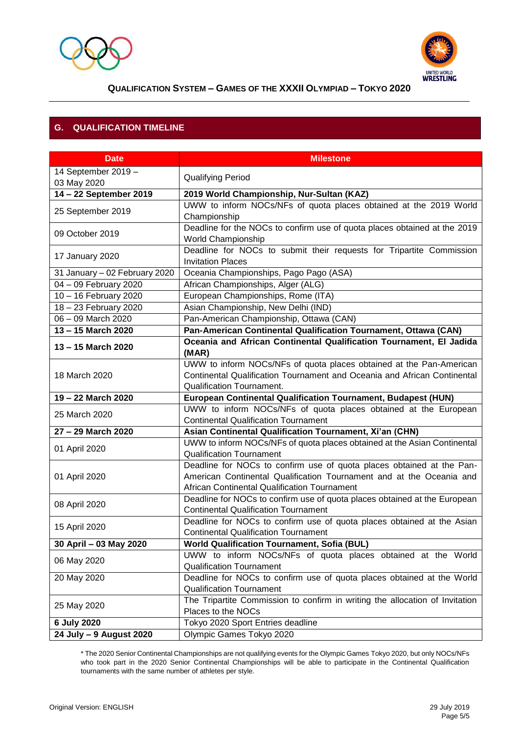## G. QUALIFICATION TIMELINE

| Date | Milestone |
|---|---|
| 14 September 2019 – 03 May 2020 | Qualifying Period |
| **14 – 22 September 2019** | **2019 World Championship, Nur-Sultan (KAZ)** |
| 25 September 2019 | UWW to inform NOCs/NFs of quota places obtained at the 2019 World Championship |
| 09 October 2019 | Deadline for the NOCs to confirm use of quota places obtained at the 2019 World Championship |
| 17 January 2020 | Deadline for NOCs to submit their requests for Tripartite Commission Invitation Places |
| 31 January – 02 February 2020 | Oceania Championships, Pago Pago (ASA) |
| 04 – 09 February 2020 | African Championships, Alger (ALG) |
| 10 – 16 February 2020 | European Championships, Rome (ITA) |
| 18 – 23 February 2020 | Asian Championship, New Delhi (IND) |
| 06 – 09 March 2020 | Pan-American Championship, Ottawa (CAN) |
| **13 – 15 March 2020** | **Pan-American Continental Qualification Tournament, Ottawa (CAN)** |
| **13 – 15 March 2020** | **Oceania and African Continental Qualification Tournament, El Jadida (MAR)** |
| 18 March 2020 | UWW to inform NOCs/NFs of quota places obtained at the Pan-American Continental Qualification Tournament and Oceania and African Continental Qualification Tournament. |
| **19 – 22 March 2020** | **European Continental Qualification Tournament, Budapest (HUN)** |
| 25 March 2020 | UWW to inform NOCs/NFs of quota places obtained at the European Continental Qualification Tournament |
| **27 – 29 March 2020** | **Asian Continental Qualification Tournament, Xi'an (CHN)** |
| 01 April 2020 | UWW to inform NOCs/NFs of quota places obtained at the Asian Continental Qualification Tournament |
| 01 April 2020 | Deadline for NOCs to confirm use of quota places obtained at the Pan-American Continental Qualification Tournament and at the Oceania and African Continental Qualification Tournament |
| 08 April 2020 | Deadline for NOCs to confirm use of quota places obtained at the European Continental Qualification Tournament |
| 15 April 2020 | Deadline for NOCs to confirm use of quota places obtained at the Asian Continental Qualification Tournament |
| **30 April – 03 May 2020** | **World Qualification Tournament, Sofia (BUL)** |
| 06 May 2020 | UWW to inform NOCs/NFs of quota places obtained at the World Qualification Tournament |
| 20 May 2020 | Deadline for NOCs to confirm use of quota places obtained at the World Qualification Tournament |
| 25 May 2020 | The Tripartite Commission to confirm in writing the allocation of Invitation Places to the NOCs |
| **6 July 2020** | Tokyo 2020 Sport Entries deadline |
| **24 July – 9 August 2020** | Olympic Games Tokyo 2020 |

* The 2020 Senior Continental Championships are not qualifying events for the Olympic Games Tokyo 2020, but only NOCs/NFs who took part in the 2020 Senior Continental Championships will be able to participate in the Continental Qualification tournaments with the same number of athletes per style.

Original Version: ENGLISH

29 July 2019